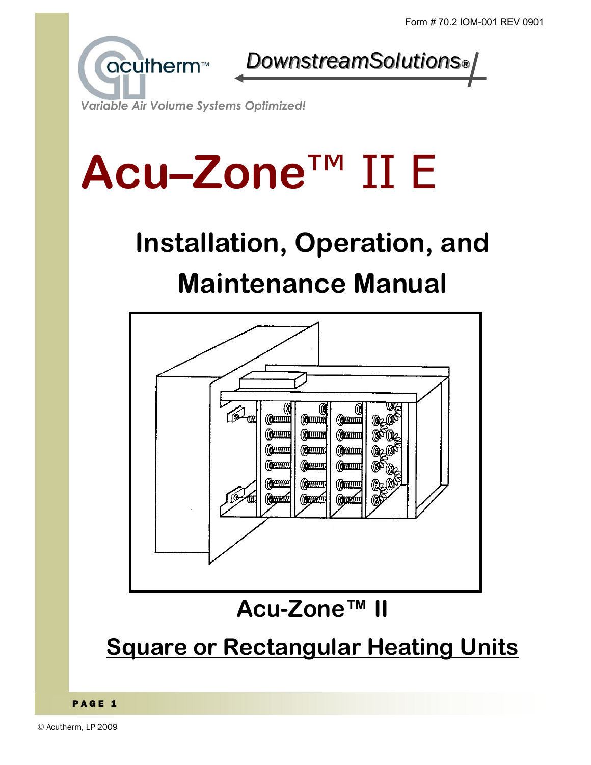Form # 70.2 IOM-001 REV 0901

acutherm™

DownstreamSolutions®

*Variable Air Volume Systems Optimized!*

# Acu–Zone™ II E

## Installation, Operation, and Maintenance Manual

## Acu-Zone™ II

## Square or Rectangular Heating Units

© Acutherm, LP 2009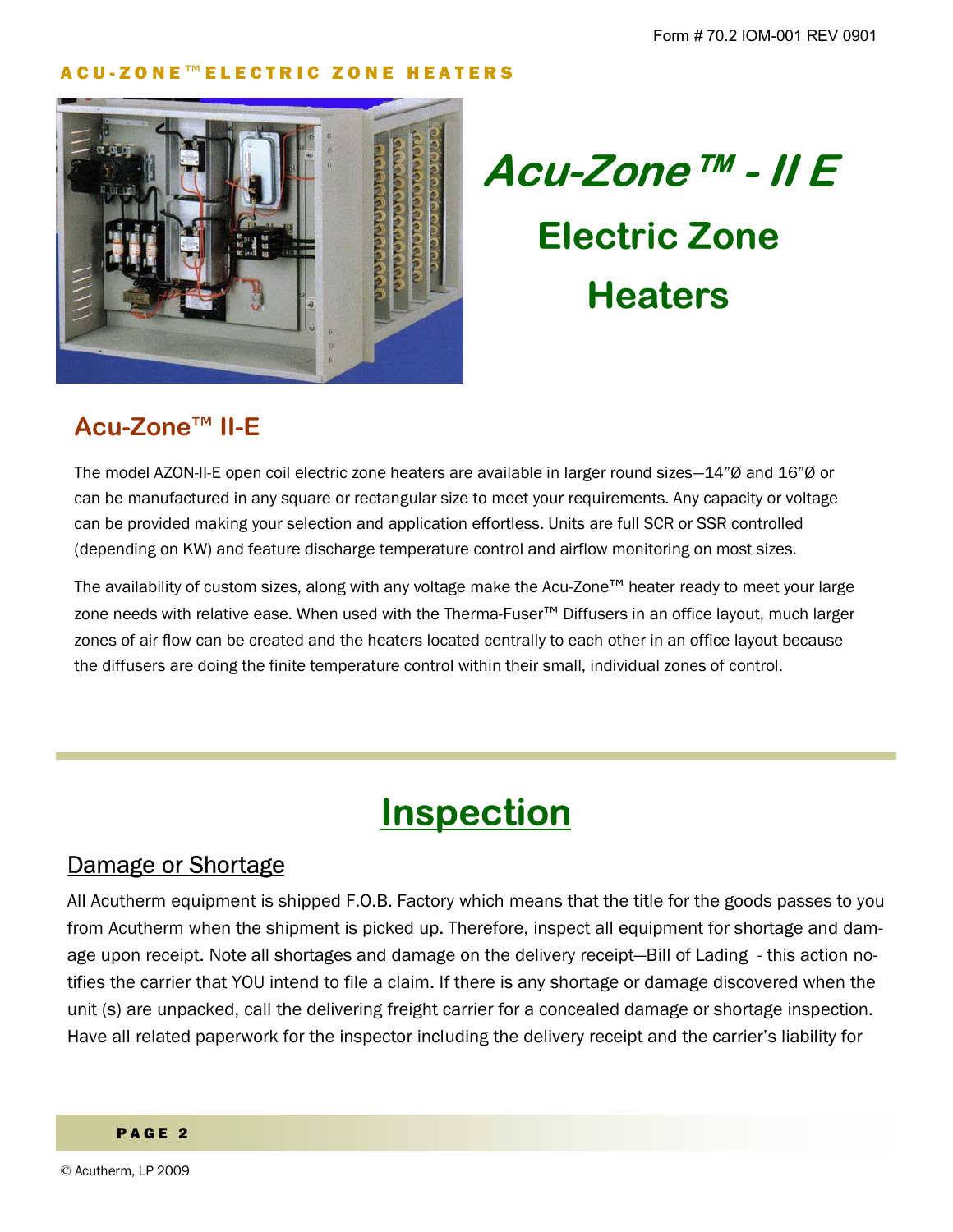# Acu-Zone™ - II E

## Electric Zone Heaters

### Acu-Zone™ II-E

The model AZON-II-E open coil electric zone heaters are available in larger round sizes—14"Ø and 16"Ø or can be manufactured in any square or rectangular size to meet your requirements. Any capacity or voltage can be provided making your selection and application effortless. Units are full SCR or SSR controlled (depending on KW) and feature discharge temperature control and airflow monitoring on most sizes.

The availability of custom sizes, along with any voltage make the Acu-Zone™ heater ready to meet your large zone needs with relative ease. When used with the Therma-Fuser™ Diffusers in an office layout, much larger zones of air flow can be created and the heaters located centrally to each other in an office layout because the diffusers are doing the finite temperature control within their small, individual zones of control.

# Inspection

## Damage or Shortage

All Acutherm equipment is shipped F.O.B. Factory which means that the title for the goods passes to you from Acutherm when the shipment is picked up. Therefore, inspect all equipment for shortage and damage upon receipt. Note all shortages and damage on the delivery receipt—Bill of Lading - this action notifies the carrier that YOU intend to file a claim. If there is any shortage or damage discovered when the unit (s) are unpacked, call the delivering freight carrier for a concealed damage or shortage inspection. Have all related paperwork for the inspector including the delivery receipt and the carrier's liability for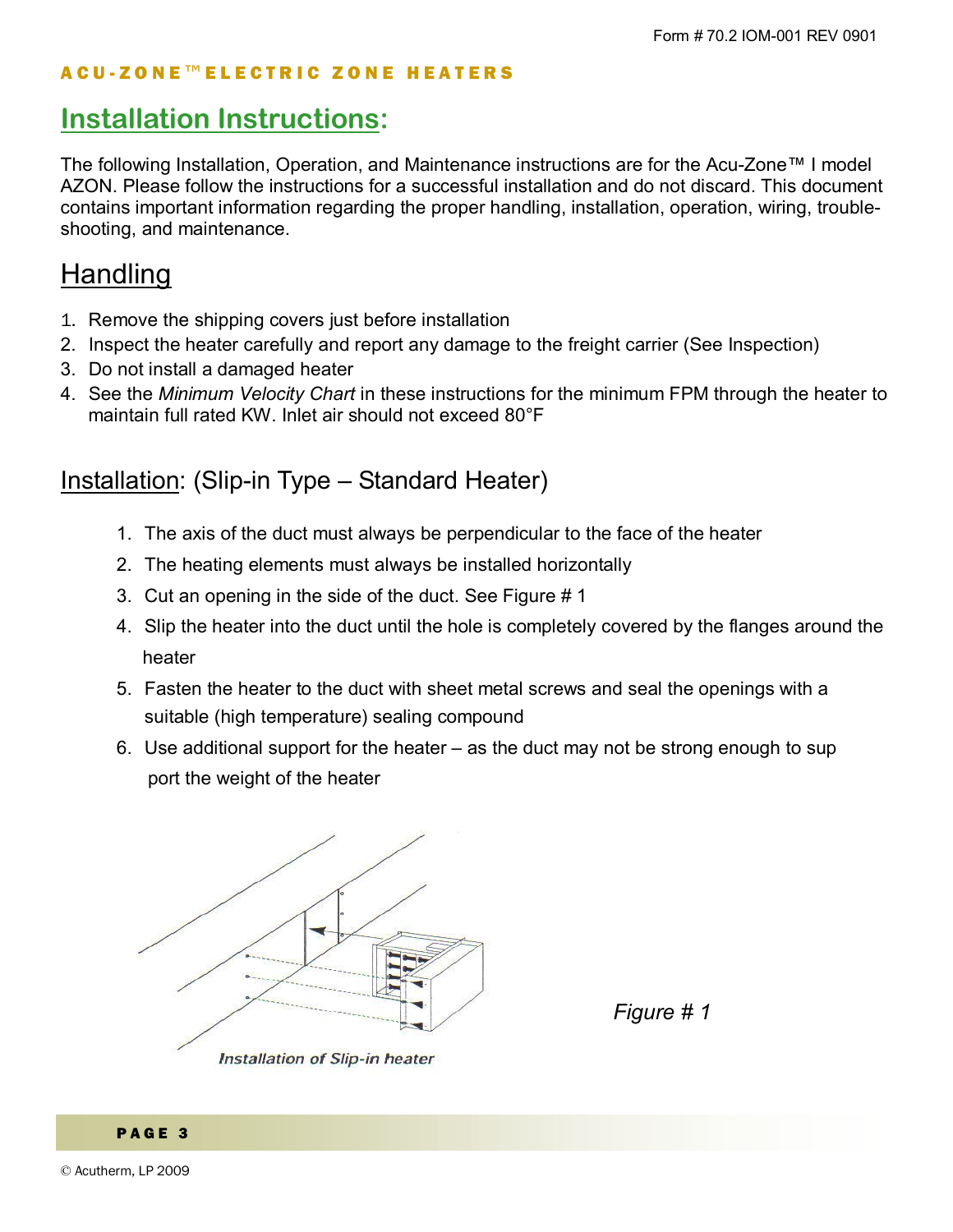# ACU-ZONE™ ELECTRIC ZONE HEATERS

## Installation Instructions:

The following Installation, Operation, and Maintenance instructions are for the Acu-Zone™ I model AZON. Please follow the instructions for a successful installation and do not discard. This document contains important information regarding the proper handling, installation, operation, wiring, trouble-shooting, and maintenance.

## Handling

1. Remove the shipping covers just before installation
2. Inspect the heater carefully and report any damage to the freight carrier (See Inspection)
3. Do not install a damaged heater
4. See the *Minimum Velocity Chart* in these instructions for the minimum FPM through the heater to maintain full rated KW. Inlet air should not exceed 80°F

## Installation: (Slip-in Type – Standard Heater)

1. The axis of the duct must always be perpendicular to the face of the heater
2. The heating elements must always be installed horizontally
3. Cut an opening in the side of the duct. See Figure # 1
4. Slip the heater into the duct until the hole is completely covered by the flanges around the heater
5. Fasten the heater to the duct with sheet metal screws and seal the openings with a suitable (high temperature) sealing compound
6. Use additional support for the heater – as the duct may not be strong enough to support the weight of the heater

*Installation of Slip-in heater*

*Figure # 1*

© Acutherm, LP 2009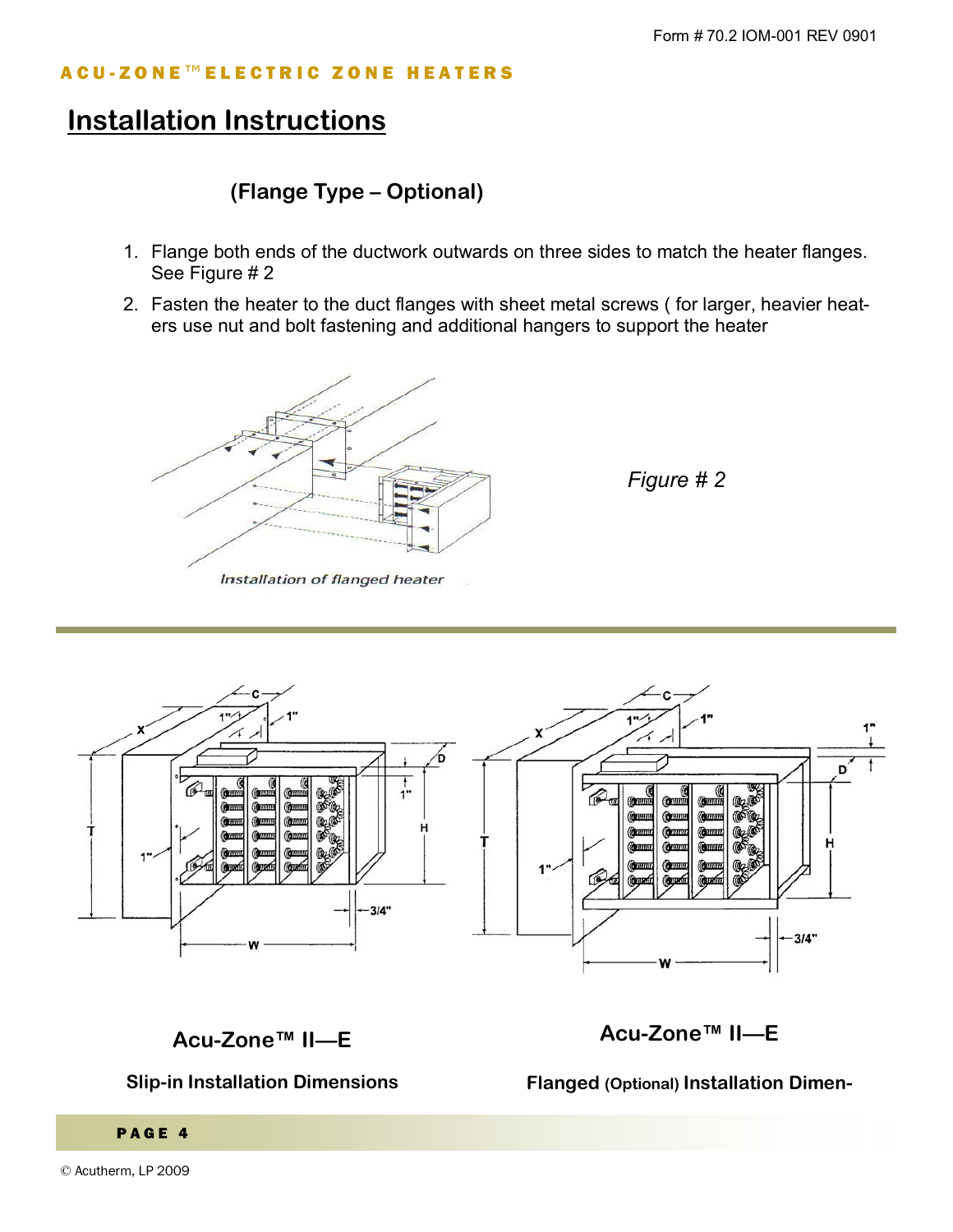# Installation Instructions

### (Flange Type – Optional)

1. Flange both ends of the ductwork outwards on three sides to match the heater flanges. See Figure # 2
2. Fasten the heater to the duct flanges with sheet metal screws ( for larger, heavier heaters use nut and bolt fastening and additional hangers to support the heater

*Installation of flanged heater*

*Figure # 2*

**Acu-Zone™ II—E**

**Slip-in Installation Dimensions**

**Acu-Zone™ II—E**

**Flanged (Optional) Installation Dimen-**

© Acutherm, LP 2009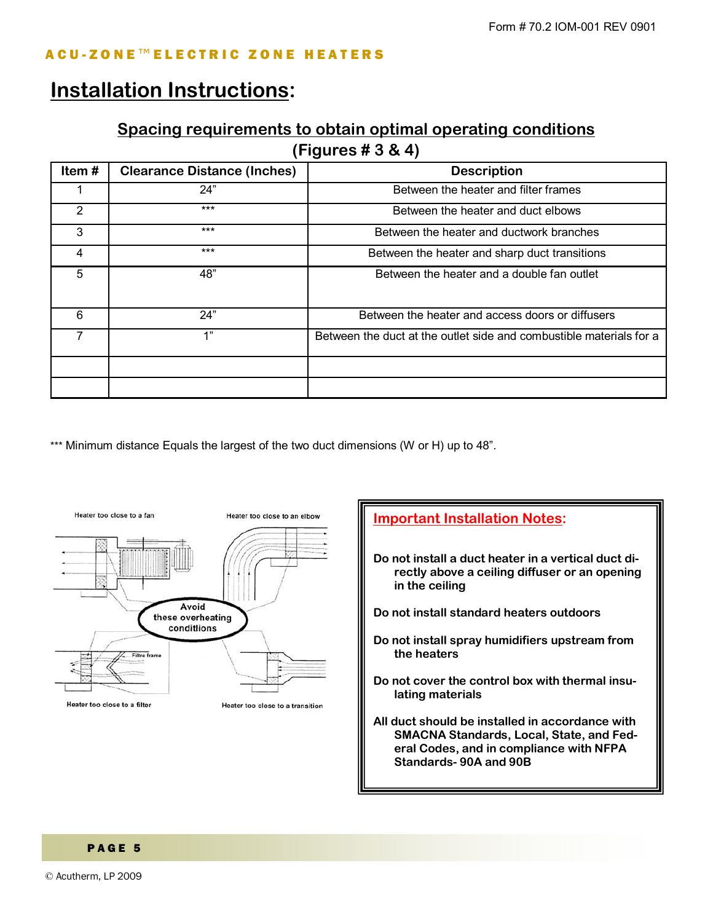ACU-ZONE™ ELECTRIC ZONE HEATERS

# Installation Instructions:

## Spacing requirements to obtain optimal operating conditions

### (Figures # 3 & 4)

| Item # | Clearance Distance (Inches) | Description |
|---|---|---|
| 1 | 24" | Between the heater and filter frames |
| 2 | *** | Between the heater and duct elbows |
| 3 | *** | Between the heater and ductwork branches |
| 4 | *** | Between the heater and sharp duct transitions |
| 5 | 48" | Between the heater and a double fan outlet |
| 6 | 24" | Between the heater and access doors or diffusers |
| 7 | 1" | Between the duct at the outlet side and combustible materials for a |
| | | |
| | | |

*** Minimum distance Equals the largest of the two duct dimensions (W or H) up to 48".

Heater too close to a fan

Heater too close to an elbow

Avoid these overheating conditions

Filtre frame

Heater too close to a filter

Heater too close to a transition

**Important Installation Notes:**

**Do not install a duct heater in a vertical duct directly above a ceiling diffuser or an opening in the ceiling**

**Do not install standard heaters outdoors**

**Do not install spray humidifiers upstream from the heaters**

**Do not cover the control box with thermal insulating materials**

**All duct should be installed in accordance with SMACNA Standards, Local, State, and Federal Codes, and in compliance with NFPA Standards- 90A and 90B**

© Acutherm, LP 2009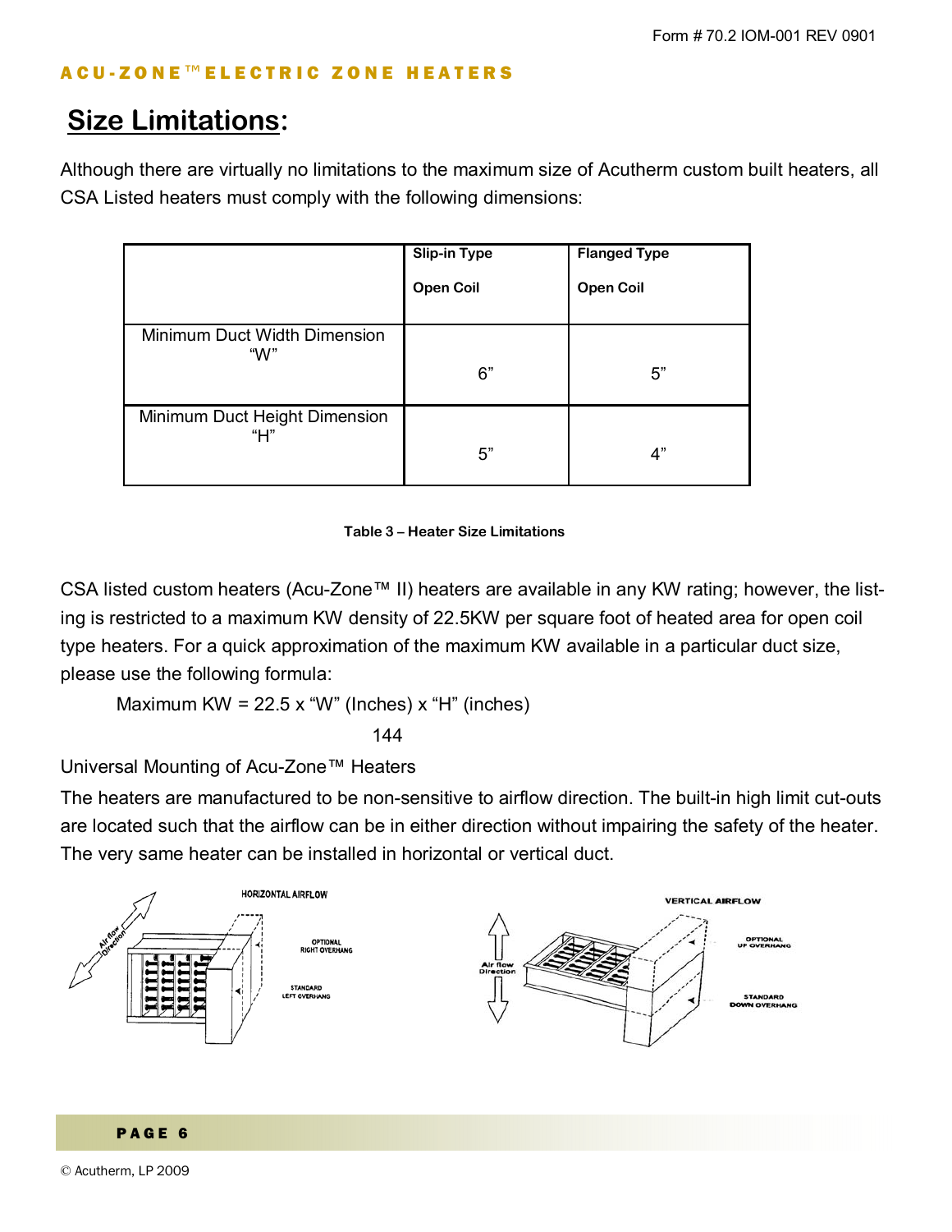## Size Limitations:

Although there are virtually no limitations to the maximum size of Acutherm custom built heaters, all CSA Listed heaters must comply with the following dimensions:

| | Slip-in Type<br>Open Coil | Flanged Type<br>Open Coil |
|---|---|---|
| Minimum Duct Width Dimension "W" | 6" | 5" |
| Minimum Duct Height Dimension "H" | 5" | 4" |

**Table 3 – Heater Size Limitations**

CSA listed custom heaters (Acu-Zone™ II) heaters are available in any KW rating; however, the listing is restricted to a maximum KW density of 22.5KW per square foot of heated area for open coil type heaters. For a quick approximation of the maximum KW available in a particular duct size, please use the following formula:

$$\text{Maximum KW} = \frac{22.5 \times \text{“W” (Inches)} \times \text{“H” (inches)}}{144}$$

Universal Mounting of Acu-Zone™ Heaters

The heaters are manufactured to be non-sensitive to airflow direction. The built-in high limit cut-outs are located such that the airflow can be in either direction without impairing the safety of the heater. The very same heater can be installed in horizontal or vertical duct.

HORIZONTAL AIRFLOW — Air flow Direction — OPTIONAL RIGHT OVERHANG — STANDARD LEFT OVERHANG

VERTICAL AIRFLOW — Air flow Direction — OPTIONAL UP OVERHANG — STANDARD DOWN OVERHANG

© Acutherm, LP 2009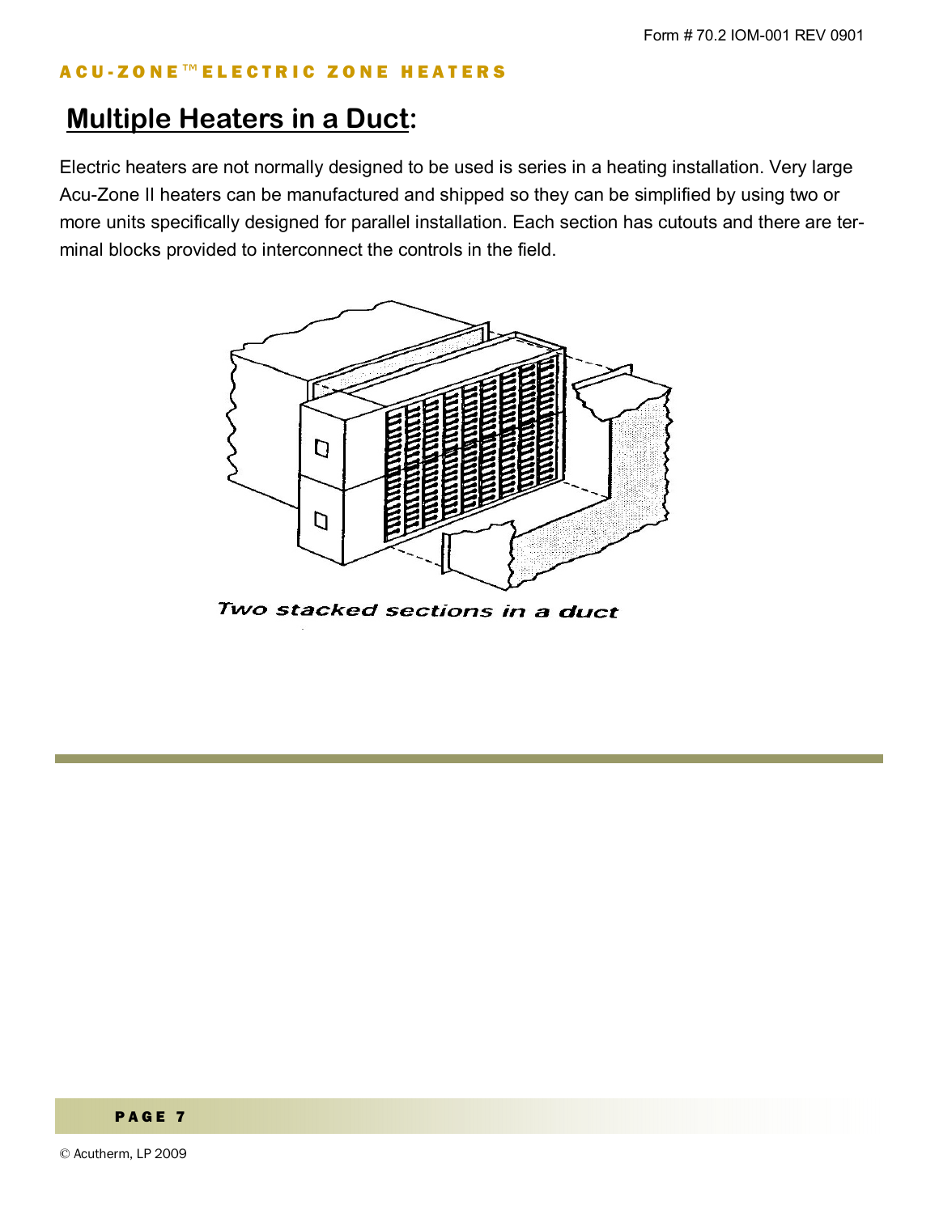## Multiple Heaters in a Duct:

Electric heaters are not normally designed to be used is series in a heating installation. Very large Acu-Zone II heaters can be manufactured and shipped so they can be simplified by using two or more units specifically designed for parallel installation. Each section has cutouts and there are terminal blocks provided to interconnect the controls in the field.

*Two stacked sections in a duct*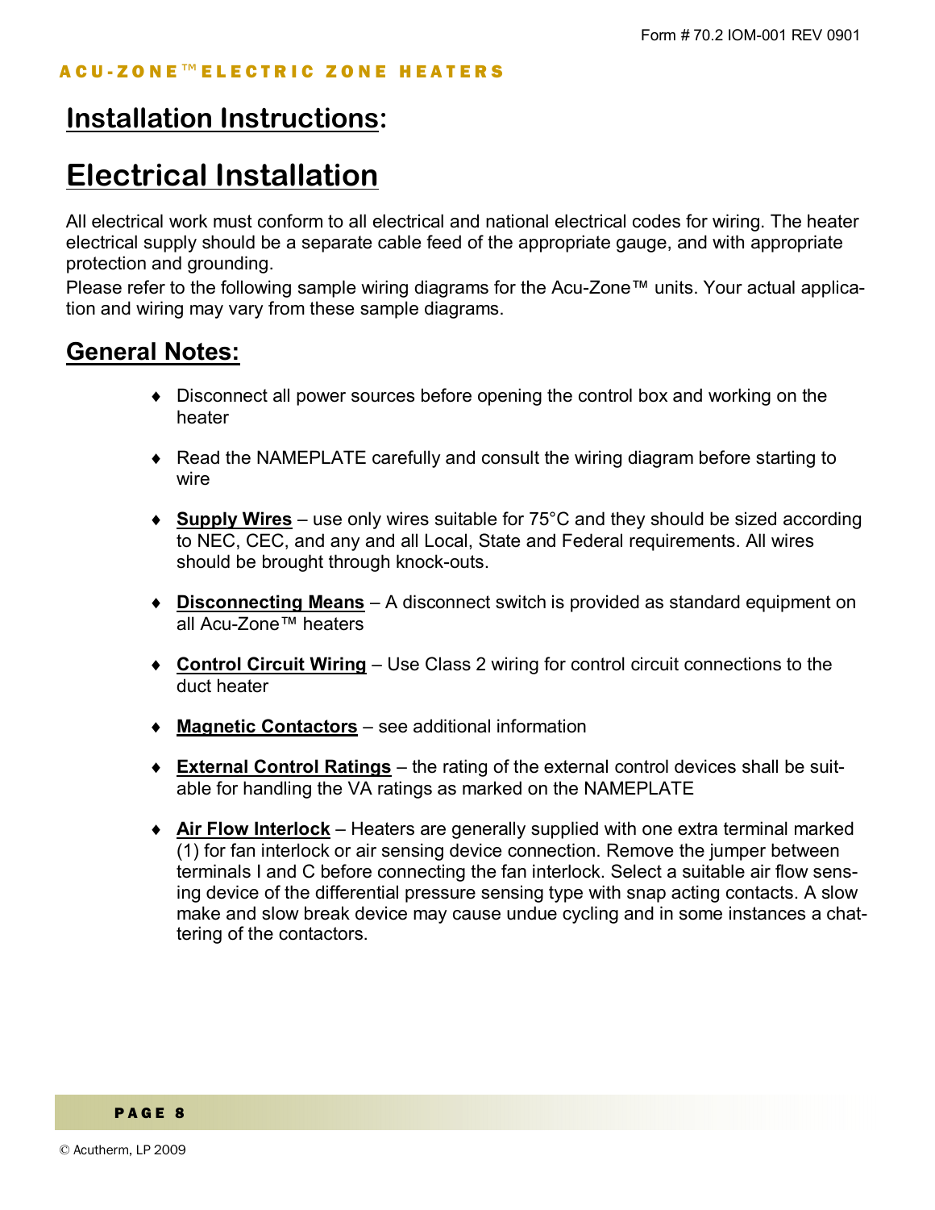# Installation Instructions:

# Electrical Installation

All electrical work must conform to all electrical and national electrical codes for wiring. The heater electrical supply should be a separate cable feed of the appropriate gauge, and with appropriate protection and grounding.

Please refer to the following sample wiring diagrams for the Acu-Zone™ units. Your actual application and wiring may vary from these sample diagrams.

## General Notes:

- Disconnect all power sources before opening the control box and working on the heater
- Read the NAMEPLATE carefully and consult the wiring diagram before starting to wire
- **Supply Wires** – use only wires suitable for 75°C and they should be sized according to NEC, CEC, and any and all Local, State and Federal requirements. All wires should be brought through knock-outs.
- **Disconnecting Means** – A disconnect switch is provided as standard equipment on all Acu-Zone™ heaters
- **Control Circuit Wiring** – Use Class 2 wiring for control circuit connections to the duct heater
- **Magnetic Contactors** – see additional information
- **External Control Ratings** – the rating of the external control devices shall be suitable for handling the VA ratings as marked on the NAMEPLATE
- **Air Flow Interlock** – Heaters are generally supplied with one extra terminal marked (1) for fan interlock or air sensing device connection. Remove the jumper between terminals I and C before connecting the fan interlock. Select a suitable air flow sensing device of the differential pressure sensing type with snap acting contacts. A slow make and slow break device may cause undue cycling and in some instances a chattering of the contactors.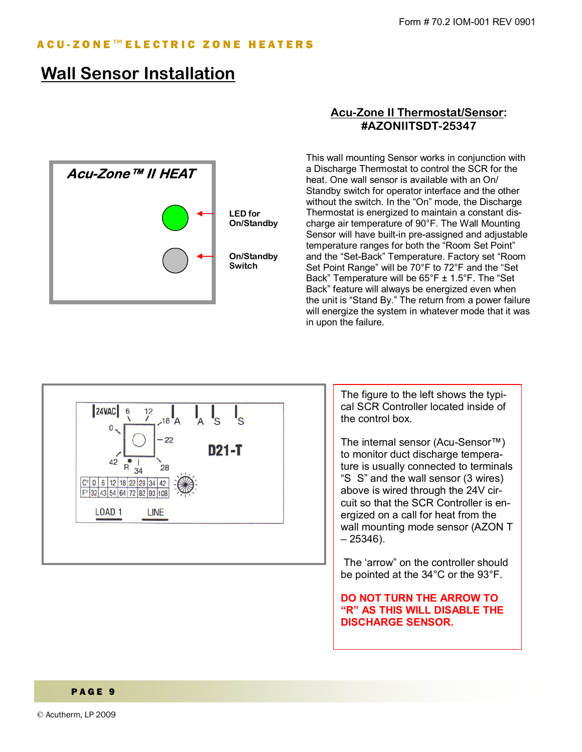ACU-ZONE™ ELECTRIC ZONE HEATERS

# Wall Sensor Installation

## Acu-Zone II Thermostat/Sensor: #AZONIITSDT-25347

**Acu-Zone™ II HEAT**

**LED for On/Standby**

**On/Standby Switch**

This wall mounting Sensor works in conjunction with a Discharge Thermostat to control the SCR for the heat. One wall sensor is available with an On/Standby switch for operator interface and the other without the switch. In the "On" mode, the Discharge Thermostat is energized to maintain a constant discharge air temperature of 90°F. The Wall Mounting Sensor will have built-in pre-assigned and adjustable temperature ranges for both the "Room Set Point" and the "Set-Back" Temperature. Factory set "Room Set Point Range" will be 70°F to 72°F and the "Set Back" Temperature will be 65°F ± 1.5°F. The "Set Back" feature will always be energized even when the unit is "Stand By." The return from a power failure will energize the system in whatever mode that it was in upon the failure.

24VAC 6 12 18 A A S S 0 22 42 R 34 28 D21-T

| C° | 0 | 6 | 12 | 18 | 22 | 28 | 34 | 42 |
|---|---|---|---|---|---|---|---|---|
| F° | 32 | 43 | 54 | 64 | 72 | 82 | 93 | 108 |

LOAD 1 LINE

The figure to the left shows the typical SCR Controller located inside of the control box.

The internal sensor (Acu-Sensor™) to monitor duct discharge temperature is usually connected to terminals "S S" and the wall sensor (3 wires) above is wired through the 24V circuit so that the SCR Controller is energized on a call for heat from the wall mounting mode sensor (AZON T – 25346).

The 'arrow" on the controller should be pointed at the 34°C or the 93°F.

**DO NOT TURN THE ARROW TO "R" AS THIS WILL DISABLE THE DISCHARGE SENSOR.**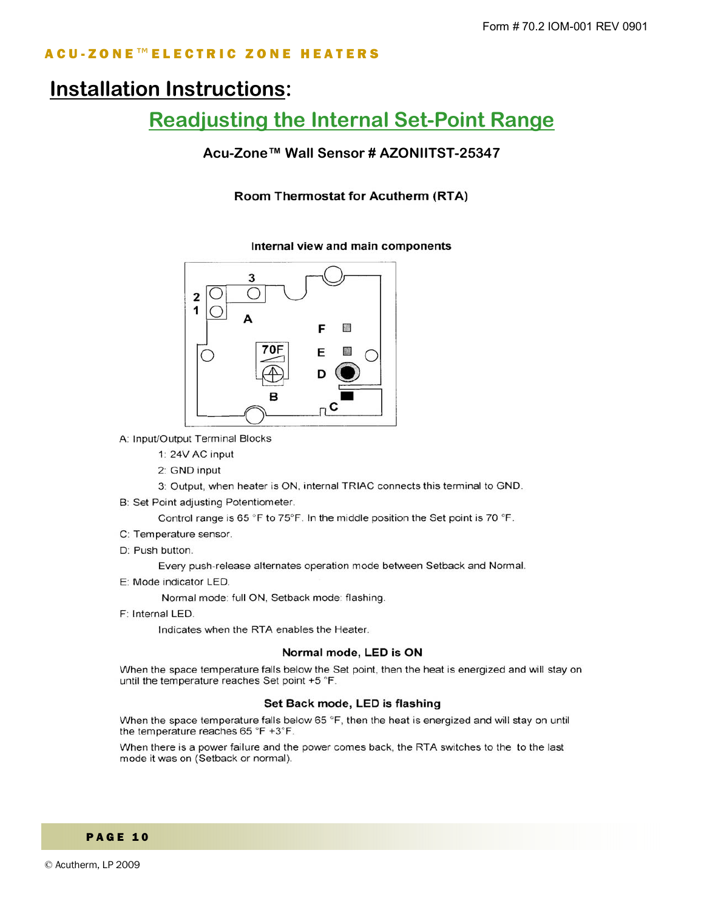ACU-ZONE™ ELECTRIC ZONE HEATERS

# Installation Instructions:

## Readjusting the Internal Set-Point Range

### Acu-Zone™ Wall Sensor # AZONIITST-25347

**Room Thermostat for Acutherm (RTA)**

**Internal view and main components**

A: Input/Output Terminal Blocks

- 1: 24V AC input
- 2: GND input
- 3: Output, when heater is ON, internal TRIAC connects this terminal to GND.

B: Set Point adjusting Potentiometer.

Control range is 65 °F to 75°F. In the middle position the Set point is 70 °F.

C: Temperature sensor.

D: Push button.

Every push-release alternates operation mode between Setback and Normal.

E: Mode indicator LED.

Normal mode: full ON, Setback mode: flashing.

F: Internal LED.

Indicates when the RTA enables the Heater.

**Normal mode, LED is ON**

When the space temperature falls below the Set point, then the heat is energized and will stay on until the temperature reaches Set point +5 °F.

**Set Back mode, LED is flashing**

When the space temperature falls below 65 °F, then the heat is energized and will stay on until the temperature reaches 65 °F +3°F.

When there is a power failure and the power comes back, the RTA switches to the to the last mode it was on (Setback or normal).

© Acutherm, LP 2009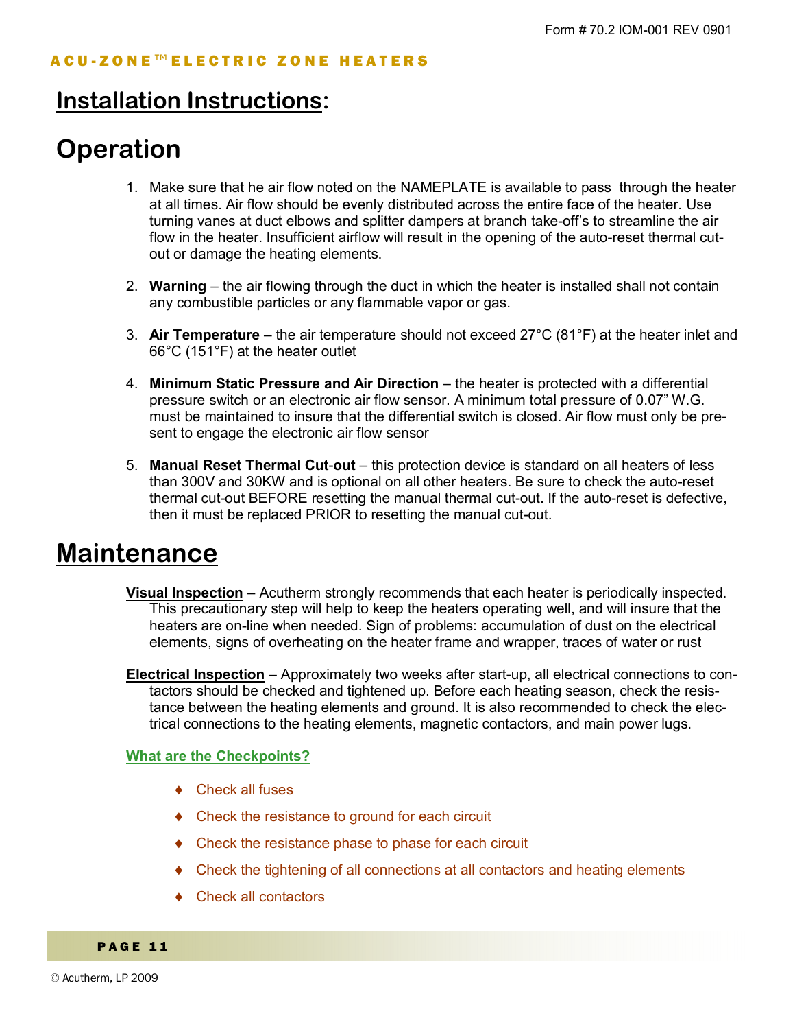Form # 70.2 IOM-001 REV 0901

ACU-ZONE™ ELECTRIC ZONE HEATERS

# Installation Instructions:

# Operation

1. Make sure that he air flow noted on the NAMEPLATE is available to pass through the heater at all times. Air flow should be evenly distributed across the entire face of the heater. Use turning vanes at duct elbows and splitter dampers at branch take-off's to streamline the air flow in the heater. Insufficient airflow will result in the opening of the auto-reset thermal cut-out or damage the heating elements.

2. **Warning** – the air flowing through the duct in which the heater is installed shall not contain any combustible particles or any flammable vapor or gas.

3. **Air Temperature** – the air temperature should not exceed 27°C (81°F) at the heater inlet and 66°C (151°F) at the heater outlet

4. **Minimum Static Pressure and Air Direction** – the heater is protected with a differential pressure switch or an electronic air flow sensor. A minimum total pressure of 0.07" W.G. must be maintained to insure that the differential switch is closed. Air flow must only be present to engage the electronic air flow sensor

5. **Manual Reset Thermal Cut-out** – this protection device is standard on all heaters of less than 300V and 30KW and is optional on all other heaters. Be sure to check the auto-reset thermal cut-out BEFORE resetting the manual thermal cut-out. If the auto-reset is defective, then it must be replaced PRIOR to resetting the manual cut-out.

# Maintenance

**Visual Inspection** – Acutherm strongly recommends that each heater is periodically inspected. This precautionary step will help to keep the heaters operating well, and will insure that the heaters are on-line when needed. Sign of problems: accumulation of dust on the electrical elements, signs of overheating on the heater frame and wrapper, traces of water or rust

**Electrical Inspection** – Approximately two weeks after start-up, all electrical connections to contactors should be checked and tightened up. Before each heating season, check the resistance between the heating elements and ground. It is also recommended to check the electrical connections to the heating elements, magnetic contactors, and main power lugs.

**What are the Checkpoints?**

- Check all fuses
- Check the resistance to ground for each circuit
- Check the resistance phase to phase for each circuit
- Check the tightening of all connections at all contactors and heating elements
- Check all contactors

© Acutherm, LP 2009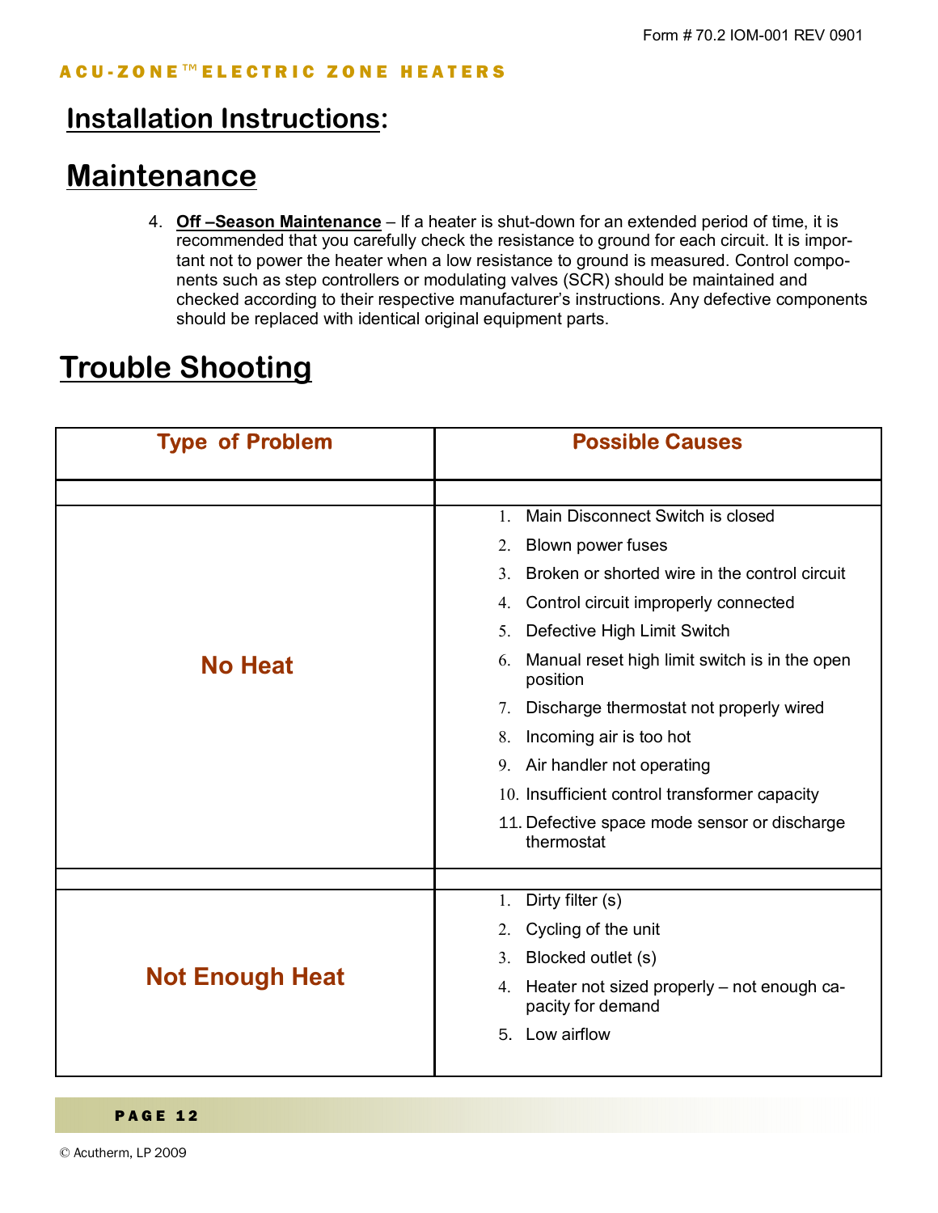Form # 70.2 IOM-001 REV 0901

ACU-ZONE™ ELECTRIC ZONE HEATERS

## Installation Instructions:

## Maintenance

4. **Off –Season Maintenance** – If a heater is shut-down for an extended period of time, it is recommended that you carefully check the resistance to ground for each circuit. It is important not to power the heater when a low resistance to ground is measured. Control components such as step controllers or modulating valves (SCR) should be maintained and checked according to their respective manufacturer's instructions. Any defective components should be replaced with identical original equipment parts.

## Trouble Shooting

| Type of Problem | Possible Causes |
|---|---|
| **No Heat** | 1. Main Disconnect Switch is closed<br>2. Blown power fuses<br>3. Broken or shorted wire in the control circuit<br>4. Control circuit improperly connected<br>5. Defective High Limit Switch<br>6. Manual reset high limit switch is in the open position<br>7. Discharge thermostat not properly wired<br>8. Incoming air is too hot<br>9. Air handler not operating<br>10. Insufficient control transformer capacity<br>11. Defective space mode sensor or discharge thermostat |
| **Not Enough Heat** | 1. Dirty filter (s)<br>2. Cycling of the unit<br>3. Blocked outlet (s)<br>4. Heater not sized properly – not enough capacity for demand<br>5. Low airflow |

© Acutherm, LP 2009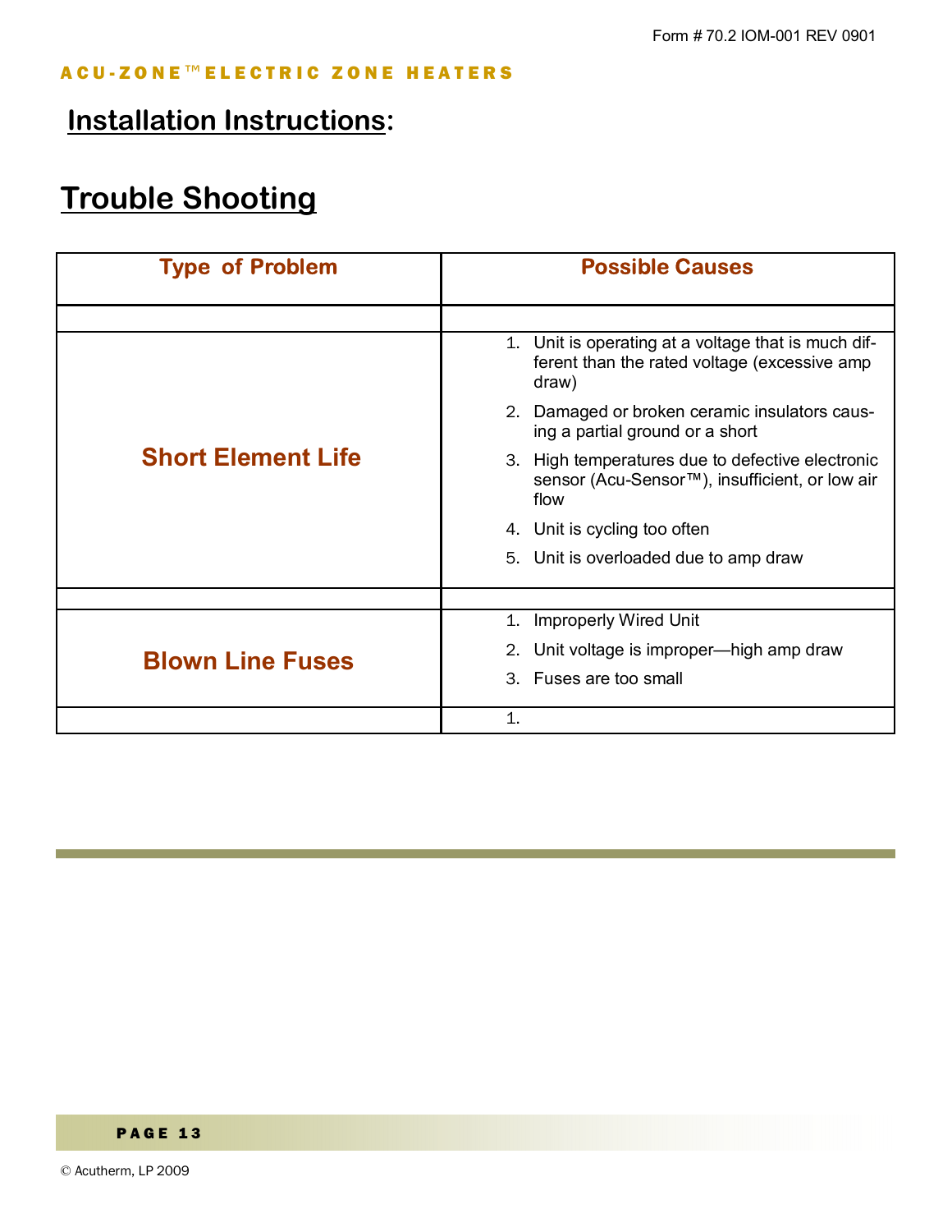## Installation Instructions:

# Trouble Shooting

| Type of Problem | Possible Causes |
|---|---|
| | |
| **Short Element Life** | 1. Unit is operating at a voltage that is much different than the rated voltage (excessive amp draw)<br>2. Damaged or broken ceramic insulators causing a partial ground or a short<br>3. High temperatures due to defective electronic sensor (Acu-Sensor™), insufficient, or low air flow<br>4. Unit is cycling too often<br>5. Unit is overloaded due to amp draw |
| | |
| **Blown Line Fuses** | 1. Improperly Wired Unit<br>2. Unit voltage is improper—high amp draw<br>3. Fuses are too small |
| | 1. |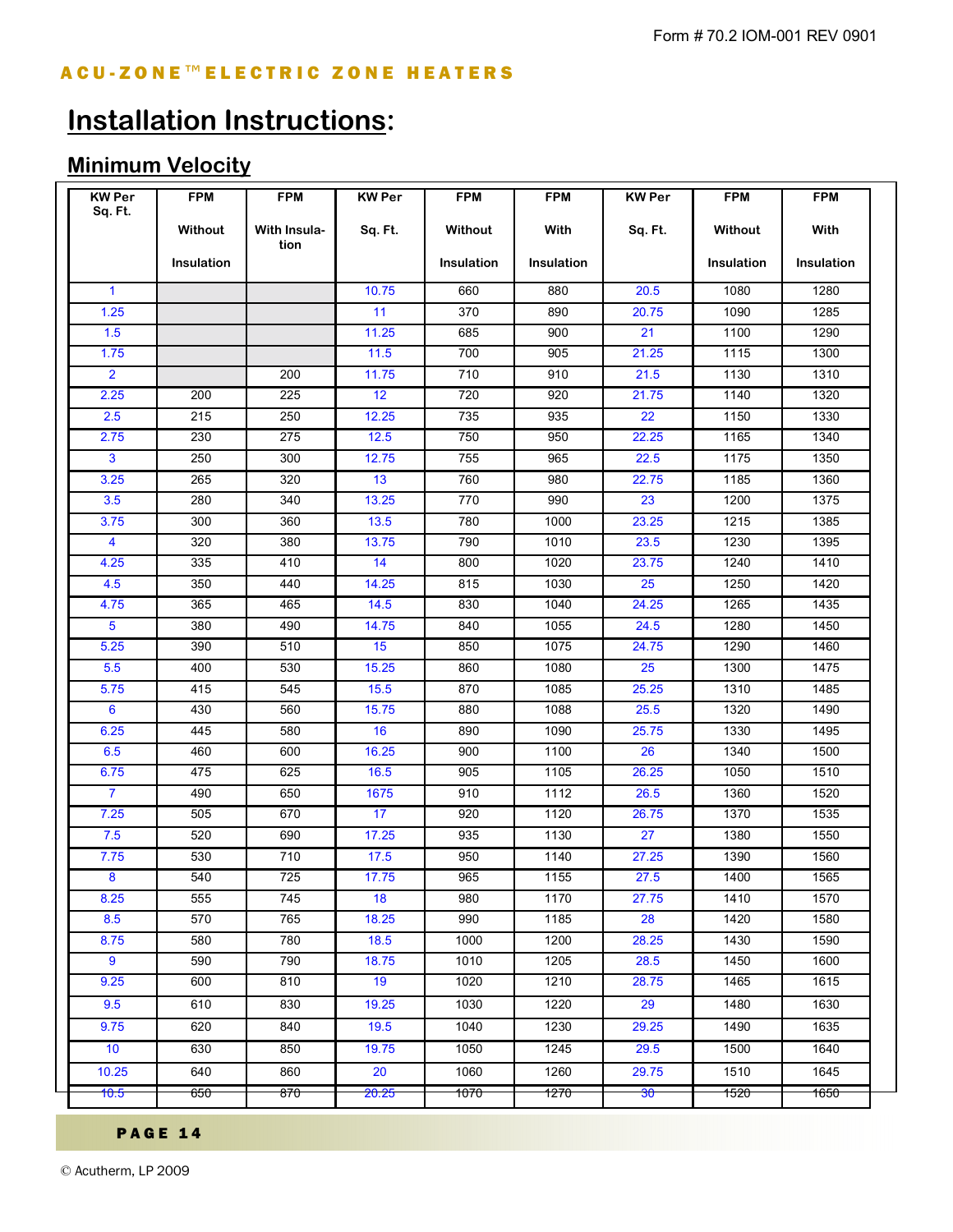ACU-ZONE™ ELECTRIC ZONE HEATERS

# Installation Instructions:

## Minimum Velocity

| KW Per Sq. Ft. | FPM Without Insulation | FPM With Insulation | KW Per Sq. Ft. | FPM Without Insulation | FPM With Insulation | KW Per Sq. Ft. | FPM Without Insulation | FPM With Insulation |
|---|---|---|---|---|---|---|---|---|
| 1 | | | 10.75 | 660 | 880 | 20.5 | 1080 | 1280 |
| 1.25 | | | 11 | 370 | 890 | 20.75 | 1090 | 1285 |
| 1.5 | | | 11.25 | 685 | 900 | 21 | 1100 | 1290 |
| 1.75 | | | 11.5 | 700 | 905 | 21.25 | 1115 | 1300 |
| 2 | | 200 | 11.75 | 710 | 910 | 21.5 | 1130 | 1310 |
| 2.25 | 200 | 225 | 12 | 720 | 920 | 21.75 | 1140 | 1320 |
| 2.5 | 215 | 250 | 12.25 | 735 | 935 | 22 | 1150 | 1330 |
| 2.75 | 230 | 275 | 12.5 | 750 | 950 | 22.25 | 1165 | 1340 |
| 3 | 250 | 300 | 12.75 | 755 | 965 | 22.5 | 1175 | 1350 |
| 3.25 | 265 | 320 | 13 | 760 | 980 | 22.75 | 1185 | 1360 |
| 3.5 | 280 | 340 | 13.25 | 770 | 990 | 23 | 1200 | 1375 |
| 3.75 | 300 | 360 | 13.5 | 780 | 1000 | 23.25 | 1215 | 1385 |
| 4 | 320 | 380 | 13.75 | 790 | 1010 | 23.5 | 1230 | 1395 |
| 4.25 | 335 | 410 | 14 | 800 | 1020 | 23.75 | 1240 | 1410 |
| 4.5 | 350 | 440 | 14.25 | 815 | 1030 | 25 | 1250 | 1420 |
| 4.75 | 365 | 465 | 14.5 | 830 | 1040 | 24.25 | 1265 | 1435 |
| 5 | 380 | 490 | 14.75 | 840 | 1055 | 24.5 | 1280 | 1450 |
| 5.25 | 390 | 510 | 15 | 850 | 1075 | 24.75 | 1290 | 1460 |
| 5.5 | 400 | 530 | 15.25 | 860 | 1080 | 25 | 1300 | 1475 |
| 5.75 | 415 | 545 | 15.5 | 870 | 1085 | 25.25 | 1310 | 1485 |
| 6 | 430 | 560 | 15.75 | 880 | 1088 | 25.5 | 1320 | 1490 |
| 6.25 | 445 | 580 | 16 | 890 | 1090 | 25.75 | 1330 | 1495 |
| 6.5 | 460 | 600 | 16.25 | 900 | 1100 | 26 | 1340 | 1500 |
| 6.75 | 475 | 625 | 16.5 | 905 | 1105 | 26.25 | 1050 | 1510 |
| 7 | 490 | 650 | 1675 | 910 | 1112 | 26.5 | 1360 | 1520 |
| 7.25 | 505 | 670 | 17 | 920 | 1120 | 26.75 | 1370 | 1535 |
| 7.5 | 520 | 690 | 17.25 | 935 | 1130 | 27 | 1380 | 1550 |
| 7.75 | 530 | 710 | 17.5 | 950 | 1140 | 27.25 | 1390 | 1560 |
| 8 | 540 | 725 | 17.75 | 965 | 1155 | 27.5 | 1400 | 1565 |
| 8.25 | 555 | 745 | 18 | 980 | 1170 | 27.75 | 1410 | 1570 |
| 8.5 | 570 | 765 | 18.25 | 990 | 1185 | 28 | 1420 | 1580 |
| 8.75 | 580 | 780 | 18.5 | 1000 | 1200 | 28.25 | 1430 | 1590 |
| 9 | 590 | 790 | 18.75 | 1010 | 1205 | 28.5 | 1450 | 1600 |
| 9.25 | 600 | 810 | 19 | 1020 | 1210 | 28.75 | 1465 | 1615 |
| 9.5 | 610 | 830 | 19.25 | 1030 | 1220 | 29 | 1480 | 1630 |
| 9.75 | 620 | 840 | 19.5 | 1040 | 1230 | 29.25 | 1490 | 1635 |
| 10 | 630 | 850 | 19.75 | 1050 | 1245 | 29.5 | 1500 | 1640 |
| 10.25 | 640 | 860 | 20 | 1060 | 1260 | 29.75 | 1510 | 1645 |
| 10.5 | 650 | 870 | 20.25 | 1070 | 1270 | 30 | 1520 | 1650 |

© Acutherm, LP 2009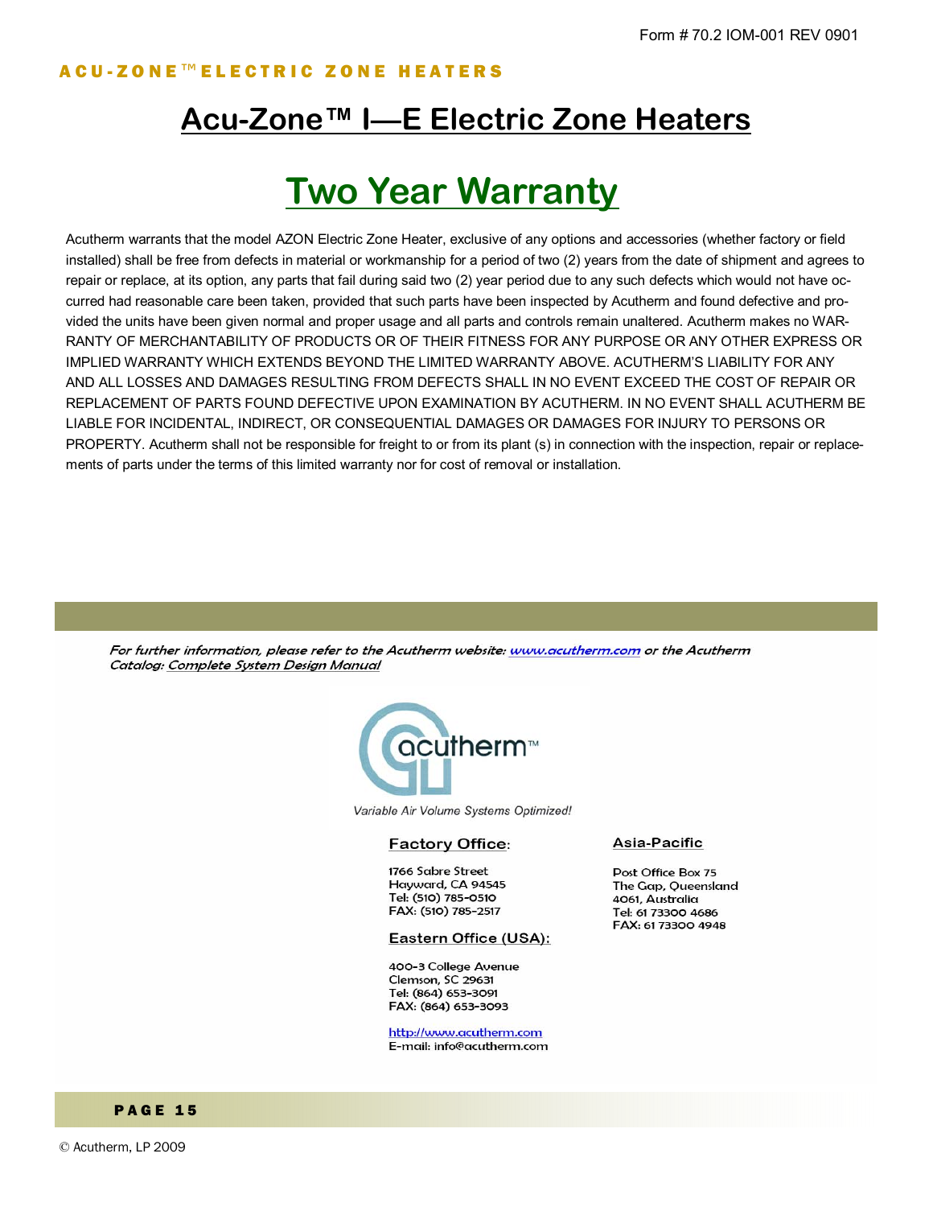# Acu-Zone™ I—E Electric Zone Heaters

## Two Year Warranty

Acutherm warrants that the model AZON Electric Zone Heater, exclusive of any options and accessories (whether factory or field installed) shall be free from defects in material or workmanship for a period of two (2) years from the date of shipment and agrees to repair or replace, at its option, any parts that fail during said two (2) year period due to any such defects which would not have occurred had reasonable care been taken, provided that such parts have been inspected by Acutherm and found defective and provided the units have been given normal and proper usage and all parts and controls remain unaltered. Acutherm makes no WARRANTY OF MERCHANTABILITY OF PRODUCTS OR OF THEIR FITNESS FOR ANY PURPOSE OR ANY OTHER EXPRESS OR IMPLIED WARRANTY WHICH EXTENDS BEYOND THE LIMITED WARRANTY ABOVE. ACUTHERM'S LIABILITY FOR ANY AND ALL LOSSES AND DAMAGES RESULTING FROM DEFECTS SHALL IN NO EVENT EXCEED THE COST OF REPAIR OR REPLACEMENT OF PARTS FOUND DEFECTIVE UPON EXAMINATION BY ACUTHERM. IN NO EVENT SHALL ACUTHERM BE LIABLE FOR INCIDENTAL, INDIRECT, OR CONSEQUENTIAL DAMAGES OR DAMAGES FOR INJURY TO PERSONS OR PROPERTY. Acutherm shall not be responsible for freight to or from its plant (s) in connection with the inspection, repair or replacements of parts under the terms of this limited warranty nor for cost of removal or installation.

*For further information, please refer to the Acutherm website: www.acutherm.com or the Acutherm Catalog: Complete System Design Manual*

acutherm™

*Variable Air Volume Systems Optimized!*

**Factory Office:**

1766 Sabre Street
Hayward, CA 94545
Tel: (510) 785-0510
FAX: (510) 785-2517

**Eastern Office (USA):**

400-3 College Avenue
Clemson, SC 29631
Tel: (864) 653-3091
FAX: (864) 653-3093

http://www.acutherm.com
E-mail: info@acutherm.com

**Asia-Pacific**

Post Office Box 75
The Gap, Queensland
4061, Australia
Tel: 61 73300 4686
FAX: 61 73300 4948

© Acutherm, LP 2009